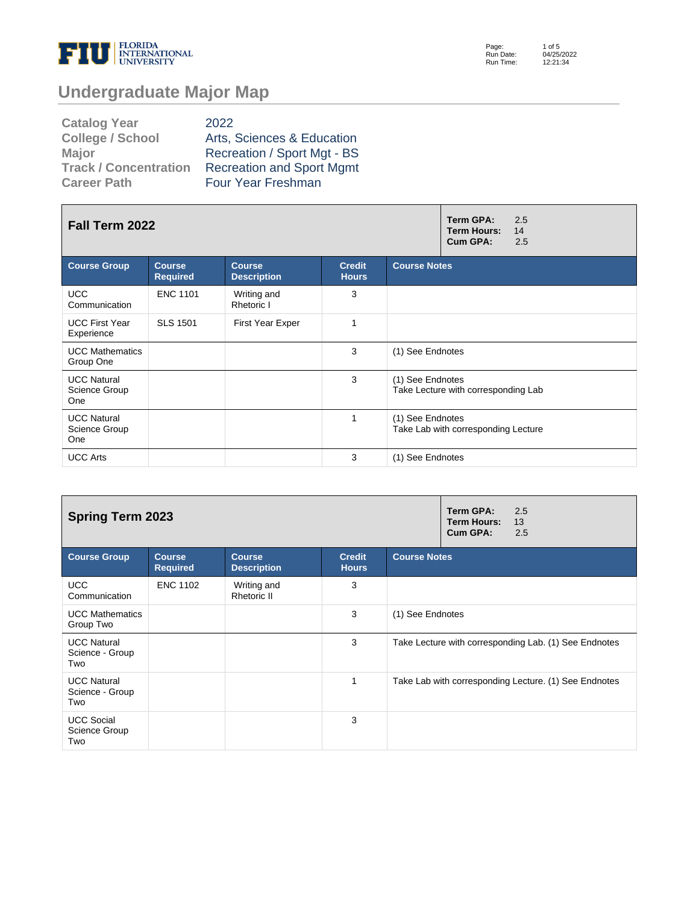# Undergraduate Major Map

| | |
|---|---|
| **Catalog Year** | 2022 |
| **College / School** | Arts, Sciences & Education |
| **Major** | Recreation / Sport Mgt - BS |
| **Track / Concentration** | Recreation and Sport Mgmt |
| **Career Path** | Four Year Freshman |

## Fall Term 2022

**Term GPA:** 2.5
**Term Hours:** 14
**Cum GPA:** 2.5

| Course Group | Course Required | Course Description | Credit Hours | Course Notes |
|---|---|---|---|---|
| UCC Communication | ENC 1101 | Writing and Rhetoric I | 3 | |
| UCC First Year Experience | SLS 1501 | First Year Exper | 1 | |
| UCC Mathematics Group One | | | 3 | (1) See Endnotes |
| UCC Natural Science Group One | | | 3 | (1) See Endnotes<br>Take Lecture with corresponding Lab |
| UCC Natural Science Group One | | | 1 | (1) See Endnotes<br>Take Lab with corresponding Lecture |
| UCC Arts | | | 3 | (1) See Endnotes |

## Spring Term 2023

**Term GPA:** 2.5
**Term Hours:** 13
**Cum GPA:** 2.5

| Course Group | Course Required | Course Description | Credit Hours | Course Notes |
|---|---|---|---|---|
| UCC Communication | ENC 1102 | Writing and Rhetoric II | 3 | |
| UCC Mathematics Group Two | | | 3 | (1) See Endnotes |
| UCC Natural Science - Group Two | | | 3 | Take Lecture with corresponding Lab. (1) See Endnotes |
| UCC Natural Science - Group Two | | | 1 | Take Lab with corresponding Lecture. (1) See Endnotes |
| UCC Social Science Group Two | | | 3 | |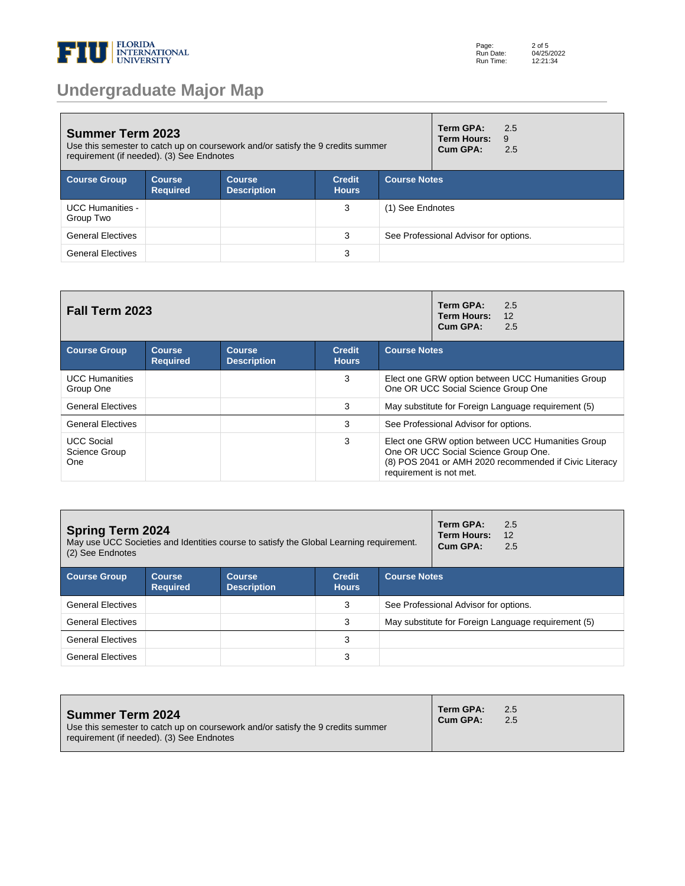# Undergraduate Major Map

## Summer Term 2023

Use this semester to catch up on coursework and/or satisfy the 9 credits summer requirement (if needed). (3) See Endnotes

**Term GPA:** 2.5
**Term Hours:** 9
**Cum GPA:** 2.5

| Course Group | Course Required | Course Description | Credit Hours | Course Notes |
|---|---|---|---|---|
| UCC Humanities - Group Two | | | 3 | (1) See Endnotes |
| General Electives | | | 3 | See Professional Advisor for options. |
| General Electives | | | 3 | |

## Fall Term 2023

**Term GPA:** 2.5
**Term Hours:** 12
**Cum GPA:** 2.5

| Course Group | Course Required | Course Description | Credit Hours | Course Notes |
|---|---|---|---|---|
| UCC Humanities Group One | | | 3 | Elect one GRW option between UCC Humanities Group One OR UCC Social Science Group One |
| General Electives | | | 3 | May substitute for Foreign Language requirement (5) |
| General Electives | | | 3 | See Professional Advisor for options. |
| UCC Social Science Group One | | | 3 | Elect one GRW option between UCC Humanities Group One OR UCC Social Science Group One. (8) POS 2041 or AMH 2020 recommended if Civic Literacy requirement is not met. |

## Spring Term 2024

May use UCC Societies and Identities course to satisfy the Global Learning requirement. (2) See Endnotes

**Term GPA:** 2.5
**Term Hours:** 12
**Cum GPA:** 2.5

| Course Group | Course Required | Course Description | Credit Hours | Course Notes |
|---|---|---|---|---|
| General Electives | | | 3 | See Professional Advisor for options. |
| General Electives | | | 3 | May substitute for Foreign Language requirement (5) |
| General Electives | | | 3 | |
| General Electives | | | 3 | |

## Summer Term 2024

Use this semester to catch up on coursework and/or satisfy the 9 credits summer requirement (if needed). (3) See Endnotes

**Term GPA:** 2.5
**Cum GPA:** 2.5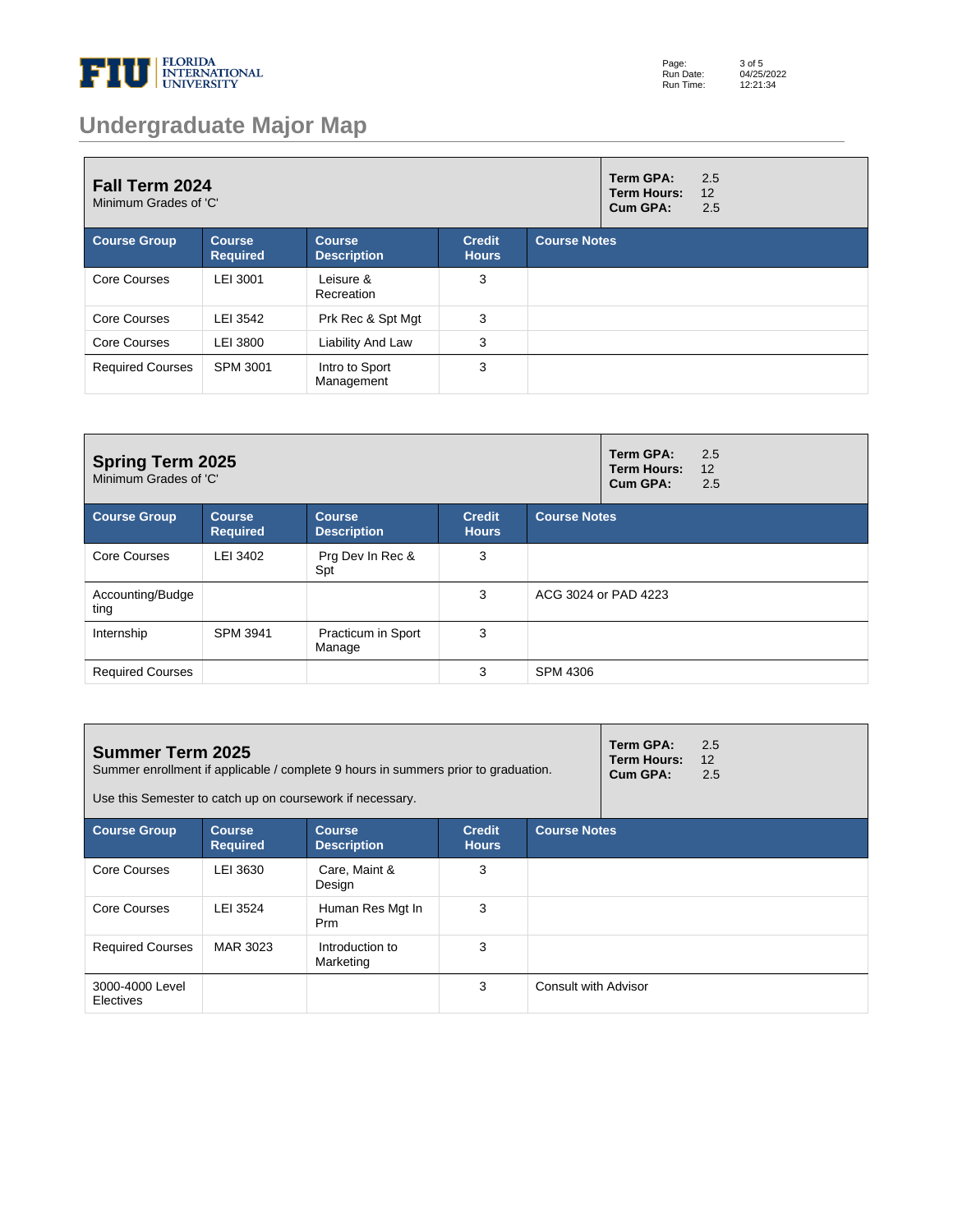# Undergraduate Major Map

## Fall Term 2024

Minimum Grades of 'C'

**Term GPA:** 2.5
**Term Hours:** 12
**Cum GPA:** 2.5

| Course Group | Course Required | Course Description | Credit Hours | Course Notes |
|---|---|---|---|---|
| Core Courses | LEI 3001 | Leisure & Recreation | 3 | |
| Core Courses | LEI 3542 | Prk Rec & Spt Mgt | 3 | |
| Core Courses | LEI 3800 | Liability And Law | 3 | |
| Required Courses | SPM 3001 | Intro to Sport Management | 3 | |

## Spring Term 2025

Minimum Grades of 'C'

**Term GPA:** 2.5
**Term Hours:** 12
**Cum GPA:** 2.5

| Course Group | Course Required | Course Description | Credit Hours | Course Notes |
|---|---|---|---|---|
| Core Courses | LEI 3402 | Prg Dev In Rec & Spt | 3 | |
| Accounting/Budgeting | | | 3 | ACG 3024 or PAD 4223 |
| Internship | SPM 3941 | Practicum in Sport Manage | 3 | |
| Required Courses | | | 3 | SPM 4306 |

## Summer Term 2025

Summer enrollment if applicable / complete 9 hours in summers prior to graduation.

Use this Semester to catch up on coursework if necessary.

**Term GPA:** 2.5
**Term Hours:** 12
**Cum GPA:** 2.5

| Course Group | Course Required | Course Description | Credit Hours | Course Notes |
|---|---|---|---|---|
| Core Courses | LEI 3630 | Care, Maint & Design | 3 | |
| Core Courses | LEI 3524 | Human Res Mgt In Prm | 3 | |
| Required Courses | MAR 3023 | Introduction to Marketing | 3 | |
| 3000-4000 Level Electives | | | 3 | Consult with Advisor |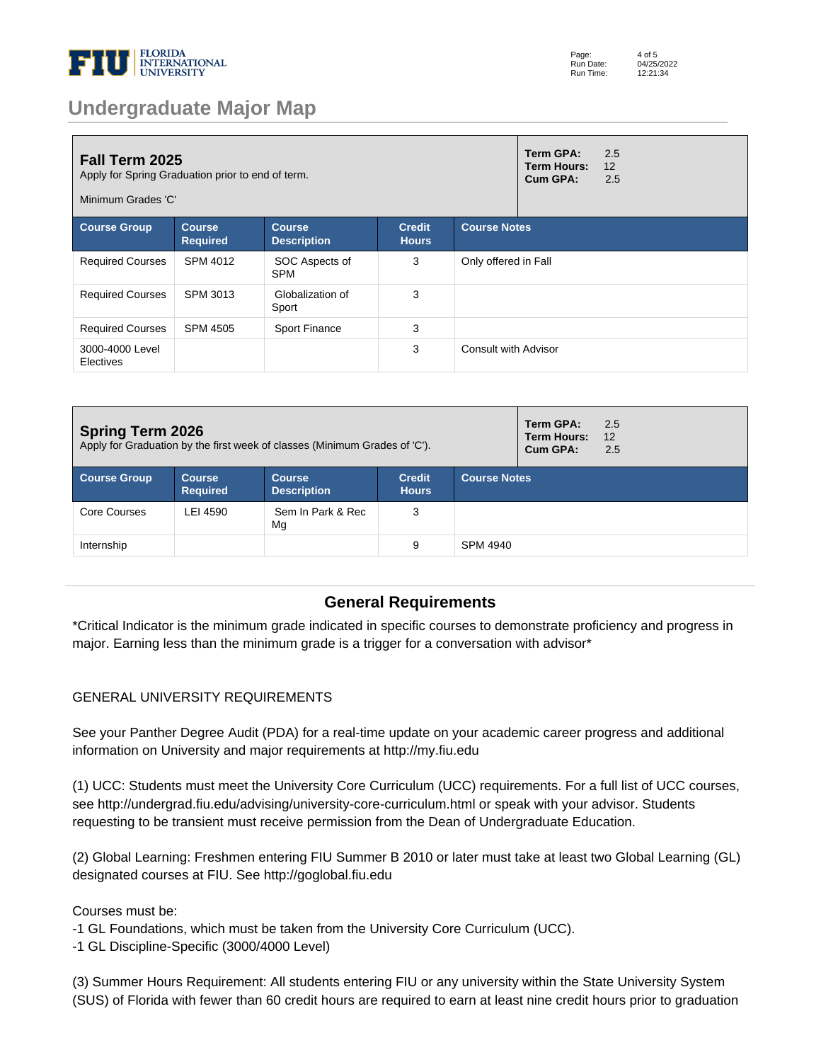# Undergraduate Major Map

## Fall Term 2025

Apply for Spring Graduation prior to end of term.

Minimum Grades 'C'

**Term GPA:** 2.5
**Term Hours:** 12
**Cum GPA:** 2.5

| Course Group | Course Required | Course Description | Credit Hours | Course Notes |
|---|---|---|---|---|
| Required Courses | SPM 4012 | SOC Aspects of SPM | 3 | Only offered in Fall |
| Required Courses | SPM 3013 | Globalization of Sport | 3 | |
| Required Courses | SPM 4505 | Sport Finance | 3 | |
| 3000-4000 Level Electives | | | 3 | Consult with Advisor |

## Spring Term 2026

Apply for Graduation by the first week of classes (Minimum Grades of 'C').

**Term GPA:** 2.5
**Term Hours:** 12
**Cum GPA:** 2.5

| Course Group | Course Required | Course Description | Credit Hours | Course Notes |
|---|---|---|---|---|
| Core Courses | LEI 4590 | Sem In Park & Rec Mg | 3 | |
| Internship | | | 9 | SPM 4940 |

## General Requirements

*Critical Indicator is the minimum grade indicated in specific courses to demonstrate proficiency and progress in major. Earning less than the minimum grade is a trigger for a conversation with advisor*

GENERAL UNIVERSITY REQUIREMENTS

See your Panther Degree Audit (PDA) for a real-time update on your academic career progress and additional information on University and major requirements at http://my.fiu.edu

(1) UCC: Students must meet the University Core Curriculum (UCC) requirements. For a full list of UCC courses, see http://undergrad.fiu.edu/advising/university-core-curriculum.html or speak with your advisor. Students requesting to be transient must receive permission from the Dean of Undergraduate Education.

(2) Global Learning: Freshmen entering FIU Summer B 2010 or later must take at least two Global Learning (GL) designated courses at FIU. See http://goglobal.fiu.edu

Courses must be:
-1 GL Foundations, which must be taken from the University Core Curriculum (UCC).
-1 GL Discipline-Specific (3000/4000 Level)

(3) Summer Hours Requirement: All students entering FIU or any university within the State University System (SUS) of Florida with fewer than 60 credit hours are required to earn at least nine credit hours prior to graduation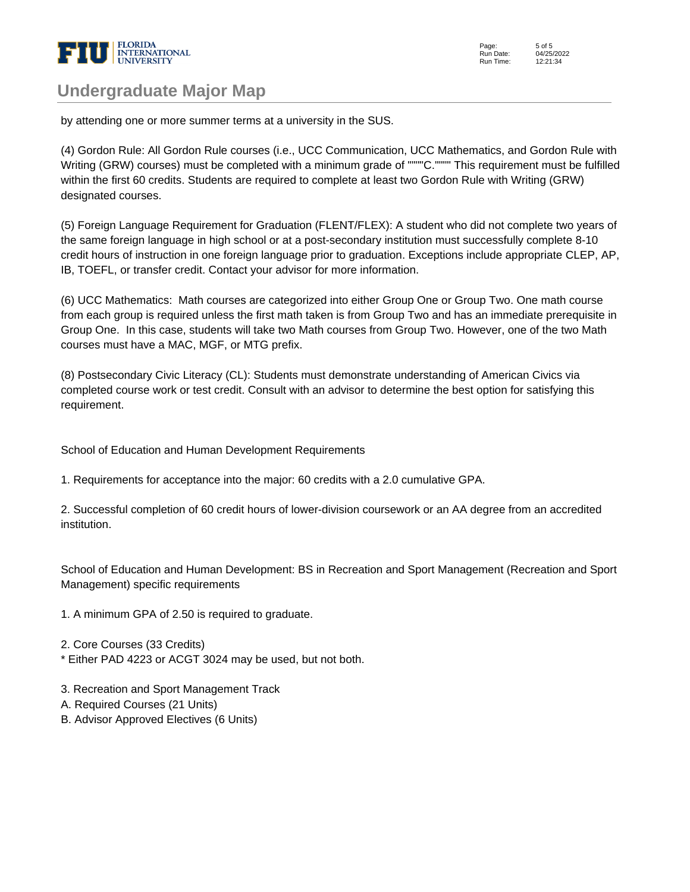by attending one or more summer terms at a university in the SUS.

(4) Gordon Rule: All Gordon Rule courses (i.e., UCC Communication, UCC Mathematics, and Gordon Rule with Writing (GRW) courses) must be completed with a minimum grade of """"C."""" This requirement must be fulfilled within the first 60 credits. Students are required to complete at least two Gordon Rule with Writing (GRW) designated courses.

(5) Foreign Language Requirement for Graduation (FLENT/FLEX): A student who did not complete two years of the same foreign language in high school or at a post-secondary institution must successfully complete 8-10 credit hours of instruction in one foreign language prior to graduation. Exceptions include appropriate CLEP, AP, IB, TOEFL, or transfer credit. Contact your advisor for more information.

(6) UCC Mathematics: Math courses are categorized into either Group One or Group Two. One math course from each group is required unless the first math taken is from Group Two and has an immediate prerequisite in Group One. In this case, students will take two Math courses from Group Two. However, one of the two Math courses must have a MAC, MGF, or MTG prefix.

(8) Postsecondary Civic Literacy (CL): Students must demonstrate understanding of American Civics via completed course work or test credit. Consult with an advisor to determine the best option for satisfying this requirement.

School of Education and Human Development Requirements

1. Requirements for acceptance into the major: 60 credits with a 2.0 cumulative GPA.

2. Successful completion of 60 credit hours of lower-division coursework or an AA degree from an accredited institution.

School of Education and Human Development: BS in Recreation and Sport Management (Recreation and Sport Management) specific requirements

1. A minimum GPA of 2.50 is required to graduate.

2. Core Courses (33 Credits)
* Either PAD 4223 or ACGT 3024 may be used, but not both.

3. Recreation and Sport Management Track
A. Required Courses (21 Units)
B. Advisor Approved Electives (6 Units)